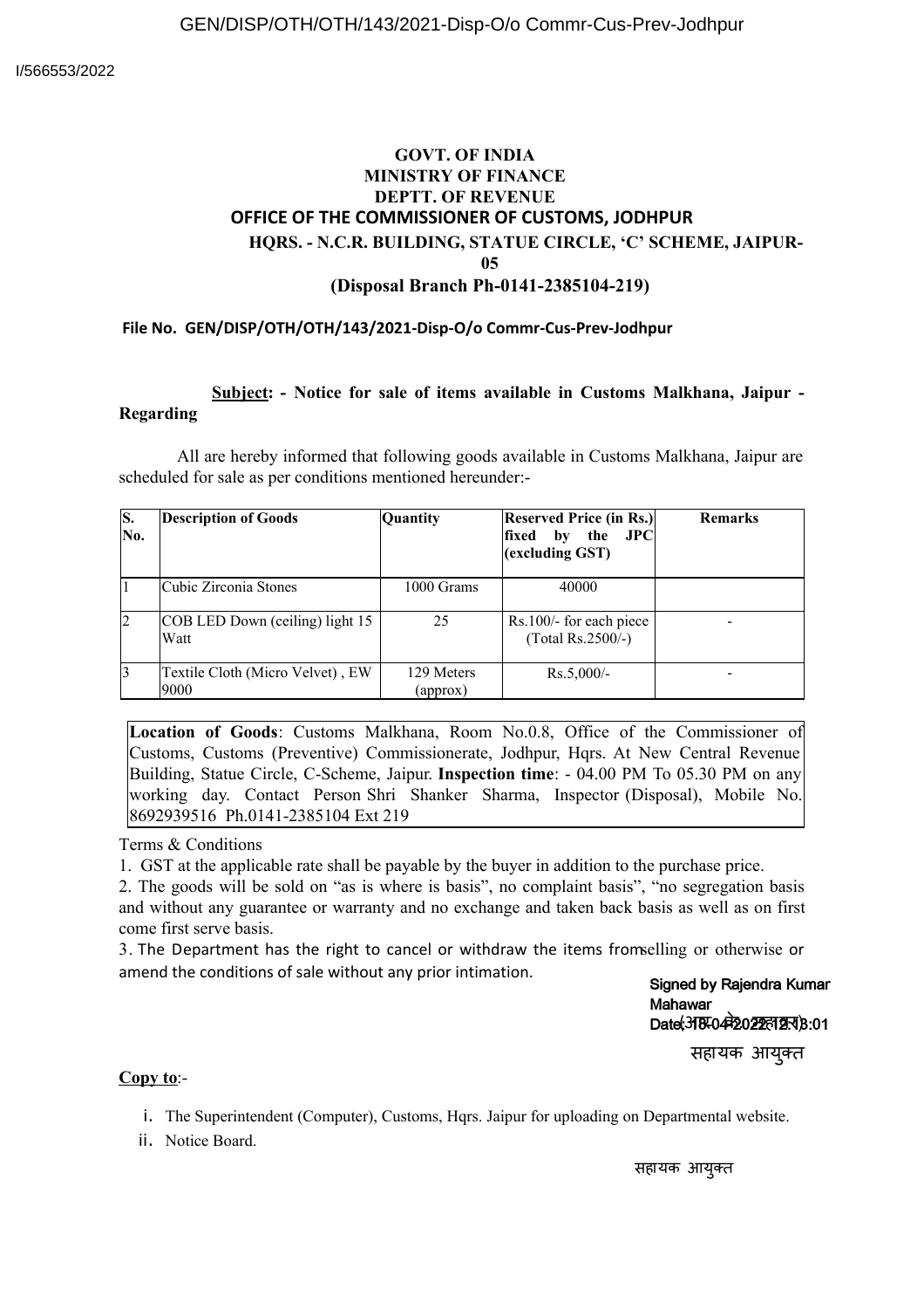GEN/DISP/OTH/OTH/143/2021-Disp-O/o Commr-Cus-Prev-Jodhpur

I/566553/2022

**GOVT. OF INDIA**
**MINISTRY OF FINANCE**
**DEPTT. OF REVENUE**
**OFFICE OF THE COMMISSIONER OF CUSTOMS, JODHPUR**
**HQRS. - N.C.R. BUILDING, STATUE CIRCLE, 'C' SCHEME, JAIPUR-05**
**(Disposal Branch Ph-0141-2385104-219)**

**File No. GEN/DISP/OTH/OTH/143/2021-Disp-O/o Commr-Cus-Prev-Jodhpur**

**Subject: - Notice for sale of items available in Customs Malkhana, Jaipur - Regarding**

All are hereby informed that following goods available in Customs Malkhana, Jaipur are scheduled for sale as per conditions mentioned hereunder:-

| S. No. | Description of Goods | Quantity | Reserved Price (in Rs.) fixed by the JPC (excluding GST) | Remarks |
|---|---|---|---|---|
| 1 | Cubic Zirconia Stones | 1000 Grams | 40000 | |
| 2 | COB LED Down (ceiling) light 15 Watt | 25 | Rs.100/- for each piece (Total Rs.2500/-) | - |
| 3 | Textile Cloth (Micro Velvet) , EW 9000 | 129 Meters (approx) | Rs.5,000/- | - |

**Location of Goods**: Customs Malkhana, Room No.0.8, Office of the Commissioner of Customs, Customs (Preventive) Commissionerate, Jodhpur, Hqrs. At New Central Revenue Building, Statue Circle, C-Scheme, Jaipur. **Inspection time**: - 04.00 PM To 05.30 PM on any working day. Contact Person Shri Shanker Sharma, Inspector (Disposal), Mobile No. 8692939516 Ph.0141-2385104 Ext 219

Terms & Conditions

1. GST at the applicable rate shall be payable by the buyer in addition to the purchase price.
2. The goods will be sold on "as is where is basis", no complaint basis", "no segregation basis and without any guarantee or warranty and no exchange and taken back basis as well as on first come first serve basis.
3. The Department has the right to cancel or withdraw the items fromselling or otherwise or amend the conditions of sale without any prior intimation.

Signed by Rajendra Kumar Mahawar
Date: 18-04-2022 12:13:01

सहायक आयुक्त

**Copy to**:-

i. The Superintendent (Computer), Customs, Hqrs. Jaipur for uploading on Departmental website.
ii. Notice Board.

सहायक आयुक्त